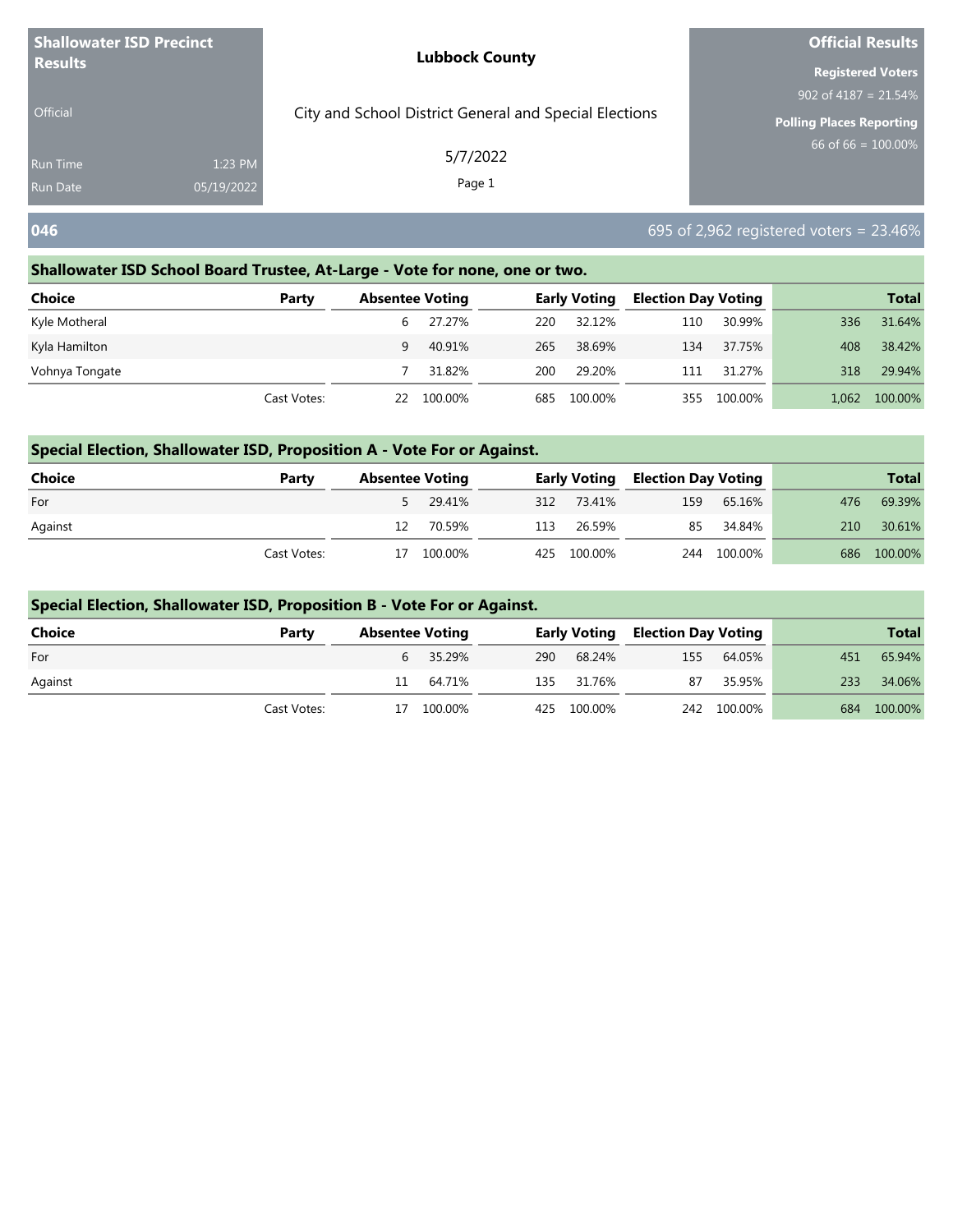**Shallowater ISD Precinct Results**

Official

Run Time 1:23 PM
Run Date 05/19/2022

**Lubbock County**

City and School District General and Special Elections

5/7/2022

**Official Results**

**Registered Voters**
902 of 4187 = 21.54%

**Polling Places Reporting**
66 of 66 = 100.00%

## 046

695 of 2,962 registered voters = 23.46%

### Shallowater ISD School Board Trustee, At-Large - Vote for none, one or two.

| Choice | Party | Absentee Voting | | Early Voting | | Election Day Voting | | Total | |
|---|---|---|---|---|---|---|---|---|---|
| Kyle Motheral | | 6 | 27.27% | 220 | 32.12% | 110 | 30.99% | 336 | 31.64% |
| Kyla Hamilton | | 9 | 40.91% | 265 | 38.69% | 134 | 37.75% | 408 | 38.42% |
| Vohnya Tongate | | 7 | 31.82% | 200 | 29.20% | 111 | 31.27% | 318 | 29.94% |
| | Cast Votes: | 22 | 100.00% | 685 | 100.00% | 355 | 100.00% | 1,062 | 100.00% |

### Special Election, Shallowater ISD, Proposition A - Vote For or Against.

| Choice | Party | Absentee Voting | | Early Voting | | Election Day Voting | | Total | |
|---|---|---|---|---|---|---|---|---|---|
| For | | 5 | 29.41% | 312 | 73.41% | 159 | 65.16% | 476 | 69.39% |
| Against | | 12 | 70.59% | 113 | 26.59% | 85 | 34.84% | 210 | 30.61% |
| | Cast Votes: | 17 | 100.00% | 425 | 100.00% | 244 | 100.00% | 686 | 100.00% |

### Special Election, Shallowater ISD, Proposition B - Vote For or Against.

| Choice | Party | Absentee Voting | | Early Voting | | Election Day Voting | | Total | |
|---|---|---|---|---|---|---|---|---|---|
| For | | 6 | 35.29% | 290 | 68.24% | 155 | 64.05% | 451 | 65.94% |
| Against | | 11 | 64.71% | 135 | 31.76% | 87 | 35.95% | 233 | 34.06% |
| | Cast Votes: | 17 | 100.00% | 425 | 100.00% | 242 | 100.00% | 684 | 100.00% |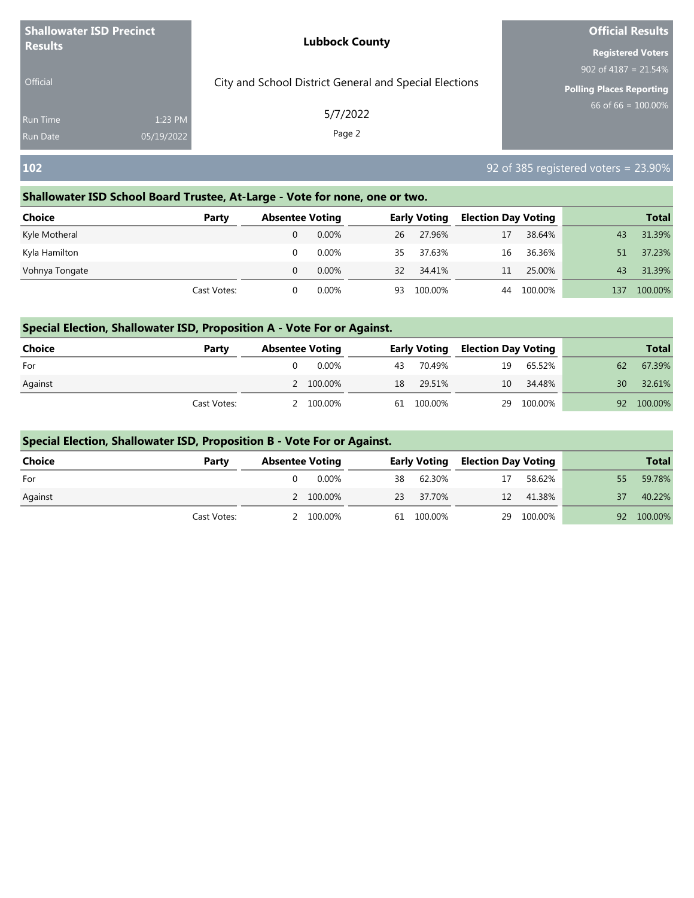| Shallowater ISD Precinct Results | | Lubbock County | Official Results |
|---|---|---|---|
| Official | | City and School District General and Special Elections | Registered Voters 902 of 4187 = 21.54% |
| Run Time | 1:23 PM | 5/7/2022 | Polling Places Reporting 66 of 66 = 100.00% |
| Run Date | 05/19/2022 | | |

## 102

92 of 385 registered voters = 23.90%

### Shallowater ISD School Board Trustee, At-Large - Vote for none, one or two.

| Choice | Party | Absentee Voting | | Early Voting | | Election Day Voting | | Total | |
|---|---|---|---|---|---|---|---|---|---|
| Kyle Motheral | | 0 | 0.00% | 26 | 27.96% | 17 | 38.64% | 43 | 31.39% |
| Kyla Hamilton | | 0 | 0.00% | 35 | 37.63% | 16 | 36.36% | 51 | 37.23% |
| Vohnya Tongate | | 0 | 0.00% | 32 | 34.41% | 11 | 25.00% | 43 | 31.39% |
| | Cast Votes: | 0 | 0.00% | 93 | 100.00% | 44 | 100.00% | 137 | 100.00% |

### Special Election, Shallowater ISD, Proposition A - Vote For or Against.

| Choice | Party | Absentee Voting | | Early Voting | | Election Day Voting | | Total | |
|---|---|---|---|---|---|---|---|---|---|
| For | | 0 | 0.00% | 43 | 70.49% | 19 | 65.52% | 62 | 67.39% |
| Against | | 2 | 100.00% | 18 | 29.51% | 10 | 34.48% | 30 | 32.61% |
| | Cast Votes: | 2 | 100.00% | 61 | 100.00% | 29 | 100.00% | 92 | 100.00% |

### Special Election, Shallowater ISD, Proposition B - Vote For or Against.

| Choice | Party | Absentee Voting | | Early Voting | | Election Day Voting | | Total | |
|---|---|---|---|---|---|---|---|---|---|
| For | | 0 | 0.00% | 38 | 62.30% | 17 | 58.62% | 55 | 59.78% |
| Against | | 2 | 100.00% | 23 | 37.70% | 12 | 41.38% | 37 | 40.22% |
| | Cast Votes: | 2 | 100.00% | 61 | 100.00% | 29 | 100.00% | 92 | 100.00% |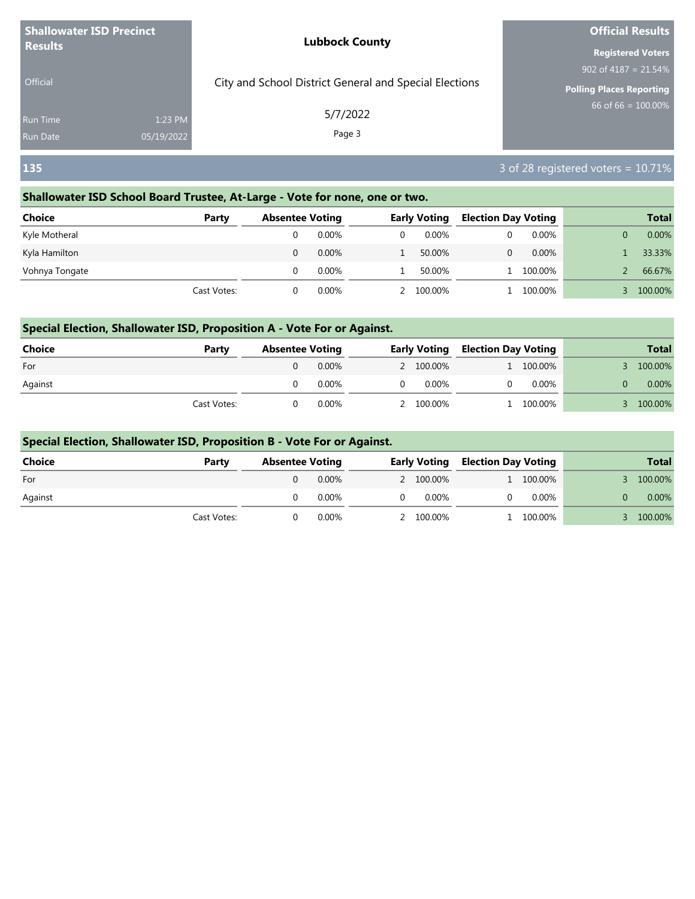## 135

3 of 28 registered voters = 10.71%

### Shallowater ISD School Board Trustee, At-Large - Vote for none, one or two.

| Choice | Party | Absentee Voting | | Early Voting | | Election Day Voting | | Total | |
|---|---|---|---|---|---|---|---|---|---|
| Kyle Motheral | | 0 | 0.00% | 0 | 0.00% | 0 | 0.00% | 0 | 0.00% |
| Kyla Hamilton | | 0 | 0.00% | 1 | 50.00% | 0 | 0.00% | 1 | 33.33% |
| Vohnya Tongate | | 0 | 0.00% | 1 | 50.00% | 1 | 100.00% | 2 | 66.67% |
| | Cast Votes: | 0 | 0.00% | 2 | 100.00% | 1 | 100.00% | 3 | 100.00% |

### Special Election, Shallowater ISD, Proposition A - Vote For or Against.

| Choice | Party | Absentee Voting | | Early Voting | | Election Day Voting | | Total | |
|---|---|---|---|---|---|---|---|---|---|
| For | | 0 | 0.00% | 2 | 100.00% | 1 | 100.00% | 3 | 100.00% |
| Against | | 0 | 0.00% | 0 | 0.00% | 0 | 0.00% | 0 | 0.00% |
| | Cast Votes: | 0 | 0.00% | 2 | 100.00% | 1 | 100.00% | 3 | 100.00% |

### Special Election, Shallowater ISD, Proposition B - Vote For or Against.

| Choice | Party | Absentee Voting | | Early Voting | | Election Day Voting | | Total | |
|---|---|---|---|---|---|---|---|---|---|
| For | | 0 | 0.00% | 2 | 100.00% | 1 | 100.00% | 3 | 100.00% |
| Against | | 0 | 0.00% | 0 | 0.00% | 0 | 0.00% | 0 | 0.00% |
| | Cast Votes: | 0 | 0.00% | 2 | 100.00% | 1 | 100.00% | 3 | 100.00% |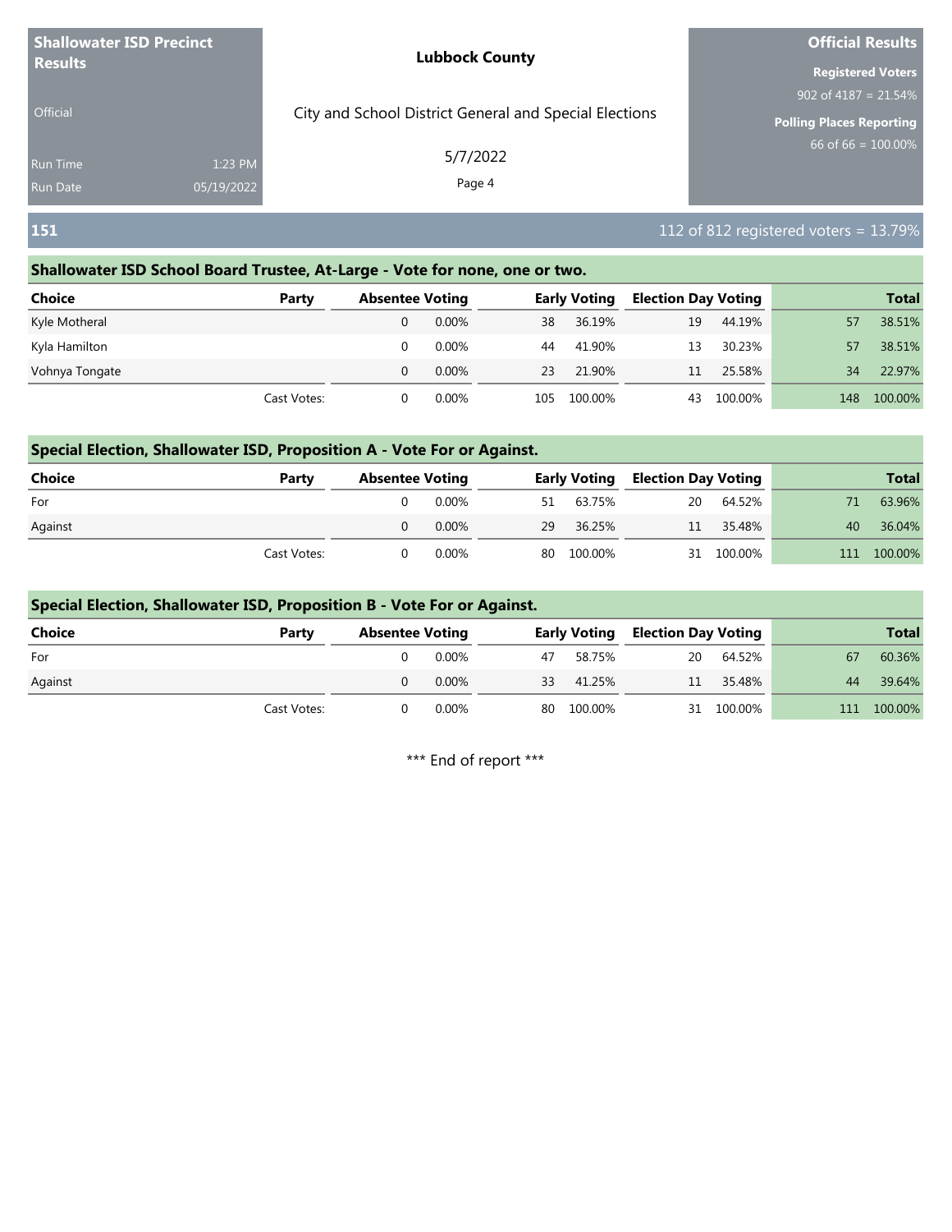**Shallowater ISD Precinct Results**

Official

Run Time 1:23 PM
Run Date 05/19/2022

**Lubbock County**

City and School District General and Special Elections

5/7/2022

**Official Results**

**Registered Voters**
902 of 4187 = 21.54%

**Polling Places Reporting**
66 of 66 = 100.00%

## 151

112 of 812 registered voters = 13.79%

### Shallowater ISD School Board Trustee, At-Large - Vote for none, one or two.

| Choice | Party | Absentee Voting | | Early Voting | | Election Day Voting | | Total | |
|---|---|---|---|---|---|---|---|---|---|
| Kyle Motheral | | 0 | 0.00% | 38 | 36.19% | 19 | 44.19% | 57 | 38.51% |
| Kyla Hamilton | | 0 | 0.00% | 44 | 41.90% | 13 | 30.23% | 57 | 38.51% |
| Vohnya Tongate | | 0 | 0.00% | 23 | 21.90% | 11 | 25.58% | 34 | 22.97% |
| | Cast Votes: | 0 | 0.00% | 105 | 100.00% | 43 | 100.00% | 148 | 100.00% |

### Special Election, Shallowater ISD, Proposition A - Vote For or Against.

| Choice | Party | Absentee Voting | | Early Voting | | Election Day Voting | | Total | |
|---|---|---|---|---|---|---|---|---|---|
| For | | 0 | 0.00% | 51 | 63.75% | 20 | 64.52% | 71 | 63.96% |
| Against | | 0 | 0.00% | 29 | 36.25% | 11 | 35.48% | 40 | 36.04% |
| | Cast Votes: | 0 | 0.00% | 80 | 100.00% | 31 | 100.00% | 111 | 100.00% |

### Special Election, Shallowater ISD, Proposition B - Vote For or Against.

| Choice | Party | Absentee Voting | | Early Voting | | Election Day Voting | | Total | |
|---|---|---|---|---|---|---|---|---|---|
| For | | 0 | 0.00% | 47 | 58.75% | 20 | 64.52% | 67 | 60.36% |
| Against | | 0 | 0.00% | 33 | 41.25% | 11 | 35.48% | 44 | 39.64% |
| | Cast Votes: | 0 | 0.00% | 80 | 100.00% | 31 | 100.00% | 111 | 100.00% |

*** End of report ***